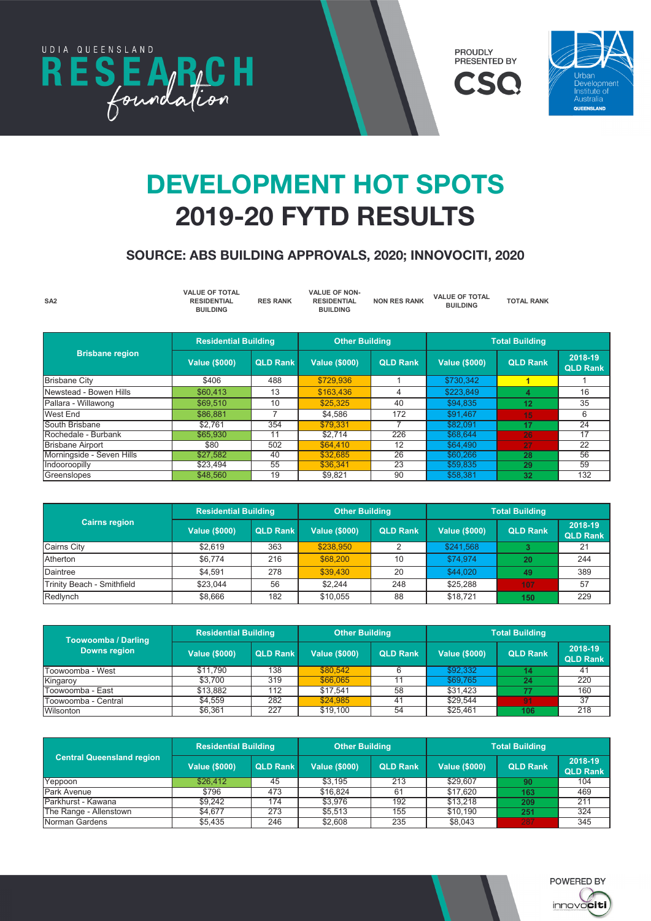UDIA QUEENSLAND RESEARCH foundation

PROUDLY PRESENTED BY CSQ

Urban Development Institute of Australia QUEENSLAND

# DEVELOPMENT HOT SPOTS 2019-20 FYTD RESULTS

## SOURCE: ABS BUILDING APPROVALS, 2020; INNOVOCITI, 2020

| SA2 | VALUE OF TOTAL RESIDENTIAL BUILDING | RES RANK | VALUE OF NON-RESIDENTIAL BUILDING | NON RES RANK | VALUE OF TOTAL BUILDING | TOTAL RANK |
|---|---|---|---|---|---|---|

| Brisbane region | Residential Building | | Other Building | | Total Building | | |
|---|---|---|---|---|---|---|---|
| | Value ($000) | QLD Rank | Value ($000) | QLD Rank | Value ($000) | QLD Rank | 2018-19 QLD Rank |
| Brisbane City | $406 | 488 | $729,936 | 1 | $730,342 | 1 | 1 |
| Newstead - Bowen Hills | $60,413 | 13 | $163,436 | 4 | $223,849 | 4 | 16 |
| Pallara - Willawong | $69,510 | 10 | $25,325 | 40 | $94,835 | 12 | 35 |
| West End | $86,881 | 7 | $4,586 | 172 | $91,467 | 15 | 6 |
| South Brisbane | $2,761 | 354 | $79,331 | 7 | $82,091 | 17 | 24 |
| Rochedale - Burbank | $65,930 | 11 | $2,714 | 226 | $68,644 | 26 | 17 |
| Brisbane Airport | $80 | 502 | $64,410 | 12 | $64,490 | 27 | 22 |
| Morningside - Seven Hills | $27,582 | 40 | $32,685 | 26 | $60,266 | 28 | 56 |
| Indooroopilly | $23,494 | 55 | $36,341 | 23 | $59,835 | 29 | 59 |
| Greenslopes | $48,560 | 19 | $9,821 | 90 | $58,381 | 32 | 132 |

| Cairns region | Residential Building | | Other Building | | Total Building | | |
|---|---|---|---|---|---|---|---|
| | Value ($000) | QLD Rank | Value ($000) | QLD Rank | Value ($000) | QLD Rank | 2018-19 QLD Rank |
| Cairns City | $2,619 | 363 | $238,950 | 2 | $241,568 | 3 | 21 |
| Atherton | $6,774 | 216 | $68,200 | 10 | $74,974 | 20 | 244 |
| Daintree | $4,591 | 278 | $39,430 | 20 | $44,020 | 49 | 389 |
| Trinity Beach - Smithfield | $23,044 | 56 | $2,244 | 248 | $25,288 | 107 | 57 |
| Redlynch | $8,666 | 182 | $10,055 | 88 | $18,721 | 150 | 229 |

| Toowoomba / Darling Downs region | Residential Building | | Other Building | | Total Building | | |
|---|---|---|---|---|---|---|---|
| | Value ($000) | QLD Rank | Value ($000) | QLD Rank | Value ($000) | QLD Rank | 2018-19 QLD Rank |
| Toowoomba - West | $11,790 | 138 | $80,542 | 6 | $92,332 | 14 | 41 |
| Kingaroy | $3,700 | 319 | $66,065 | 11 | $69,765 | 24 | 220 |
| Toowoomba - East | $13,882 | 112 | $17,541 | 58 | $31,423 | 77 | 160 |
| Toowoomba - Central | $4,559 | 282 | $24,985 | 41 | $29,544 | 91 | 37 |
| Wilsonton | $6,361 | 227 | $19,100 | 54 | $25,461 | 106 | 218 |

| Central Queensland region | Residential Building | | Other Building | | Total Building | | |
|---|---|---|---|---|---|---|---|
| | Value ($000) | QLD Rank | Value ($000) | QLD Rank | Value ($000) | QLD Rank | 2018-19 QLD Rank |
| Yeppoon | $26,412 | 45 | $3,195 | 213 | $29,607 | 90 | 104 |
| Park Avenue | $796 | 473 | $16,824 | 61 | $17,620 | 163 | 469 |
| Parkhurst - Kawana | $9,242 | 174 | $3,976 | 192 | $13,218 | 209 | 211 |
| The Range - Allenstown | $4,677 | 273 | $5,513 | 155 | $10,190 | 251 | 324 |
| Norman Gardens | $5,435 | 246 | $2,608 | 235 | $8,043 | 287 | 345 |

POWERED BY innovociti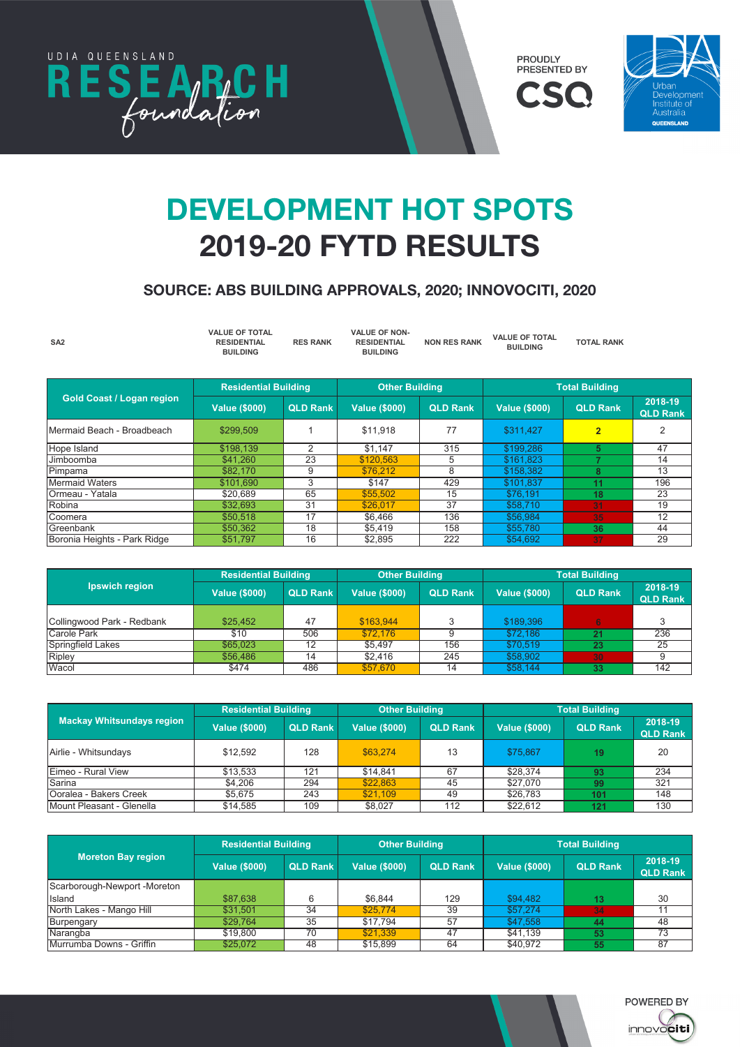UDIA QUEENSLAND RESEARCH foundation

PROUDLY PRESENTED BY CSQ

Urban Development Institute of Australia QUEENSLAND

# DEVELOPMENT HOT SPOTS
# 2019-20 FYTD RESULTS

## SOURCE: ABS BUILDING APPROVALS, 2020; INNOVOCITI, 2020

| SA2 | VALUE OF TOTAL RESIDENTIAL BUILDING | RES RANK | VALUE OF NON-RESIDENTIAL BUILDING | NON RES RANK | VALUE OF TOTAL BUILDING | TOTAL RANK |
|---|---|---|---|---|---|---|

| Gold Coast / Logan region | Residential Building | | Other Building | | Total Building | | |
|---|---|---|---|---|---|---|---|
| | Value ($000) | QLD Rank | Value ($000) | QLD Rank | Value ($000) | QLD Rank | 2018-19 QLD Rank |
| Mermaid Beach - Broadbeach | $299,509 | 1 | $11,918 | 77 | $311,427 | 2 | 2 |
| Hope Island | $198,139 | 2 | $1,147 | 315 | $199,286 | 5 | 47 |
| Jimboomba | $41,260 | 23 | $120,563 | 5 | $161,823 | 7 | 14 |
| Pimpama | $82,170 | 9 | $76,212 | 8 | $158,382 | 8 | 13 |
| Mermaid Waters | $101,690 | 3 | $147 | 429 | $101,837 | 11 | 196 |
| Ormeau - Yatala | $20,689 | 65 | $55,502 | 15 | $76,191 | 18 | 23 |
| Robina | $32,693 | 31 | $26,017 | 37 | $58,710 | 31 | 19 |
| Coomera | $50,518 | 17 | $6,466 | 136 | $56,984 | 35 | 12 |
| Greenbank | $50,362 | 18 | $5,419 | 158 | $55,780 | 36 | 44 |
| Boronia Heights - Park Ridge | $51,797 | 16 | $2,895 | 222 | $54,692 | 37 | 29 |

| Ipswich region | Residential Building | | Other Building | | Total Building | | |
|---|---|---|---|---|---|---|---|
| | Value ($000) | QLD Rank | Value ($000) | QLD Rank | Value ($000) | QLD Rank | 2018-19 QLD Rank |
| Collingwood Park - Redbank | $25,452 | 47 | $163,944 | 3 | $189,396 | 6 | 3 |
| Carole Park | $10 | 506 | $72,176 | 9 | $72,186 | 21 | 236 |
| Springfield Lakes | $65,023 | 12 | $5,497 | 156 | $70,519 | 23 | 25 |
| Ripley | $56,486 | 14 | $2,416 | 245 | $58,902 | 30 | 9 |
| Wacol | $474 | 486 | $57,670 | 14 | $58,144 | 33 | 142 |

| Mackay Whitsundays region | Residential Building | | Other Building | | Total Building | | |
|---|---|---|---|---|---|---|---|
| | Value ($000) | QLD Rank | Value ($000) | QLD Rank | Value ($000) | QLD Rank | 2018-19 QLD Rank |
| Airlie - Whitsundays | $12,592 | 128 | $63,274 | 13 | $75,867 | 19 | 20 |
| Eimeo - Rural View | $13,533 | 121 | $14,841 | 67 | $28,374 | 93 | 234 |
| Sarina | $4,206 | 294 | $22,863 | 45 | $27,070 | 99 | 321 |
| Ooralea - Bakers Creek | $5,675 | 243 | $21,109 | 49 | $26,783 | 101 | 148 |
| Mount Pleasant - Glenella | $14,585 | 109 | $8,027 | 112 | $22,612 | 121 | 130 |

| Moreton Bay region | Residential Building | | Other Building | | Total Building | | |
|---|---|---|---|---|---|---|---|
| | Value ($000) | QLD Rank | Value ($000) | QLD Rank | Value ($000) | QLD Rank | 2018-19 QLD Rank |
| Scarborough-Newport -Moreton Island | $87,638 | 6 | $6,844 | 129 | $94,482 | 13 | 30 |
| North Lakes - Mango Hill | $31,501 | 34 | $25,774 | 39 | $57,274 | 34 | 11 |
| Burpengary | $29,764 | 35 | $17,794 | 57 | $47,558 | 44 | 48 |
| Narangba | $19,800 | 70 | $21,339 | 47 | $41,139 | 53 | 73 |
| Murrumba Downs - Griffin | $25,072 | 48 | $15,899 | 64 | $40,972 | 55 | 87 |

POWERED BY innovociti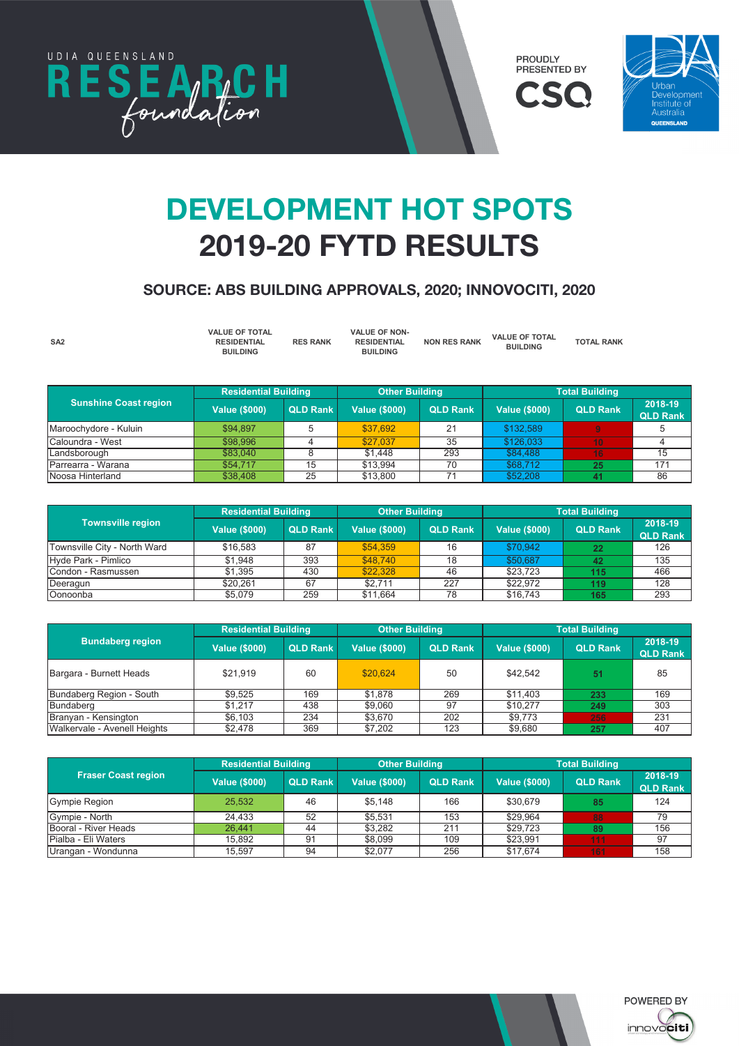UDIA QUEENSLAND RESEARCH foundation

PROUDLY PRESENTED BY CSQ

Urban Development Institute of Australia QUEENSLAND

# DEVELOPMENT HOT SPOTS
# 2019-20 FYTD RESULTS

## SOURCE: ABS BUILDING APPROVALS, 2020; INNOVOCITI, 2020

| SA2 | VALUE OF TOTAL RESIDENTIAL BUILDING | RES RANK | VALUE OF NON-RESIDENTIAL BUILDING | NON RES RANK | VALUE OF TOTAL BUILDING | TOTAL RANK |
|---|---|---|---|---|---|---|

| Sunshine Coast region | Residential Building | | Other Building | | Total Building | | |
|---|---|---|---|---|---|---|---|
| | Value ($000) | QLD Rank | Value ($000) | QLD Rank | Value ($000) | QLD Rank | 2018-19 QLD Rank |
| Maroochydore - Kuluin | $94,897 | 5 | $37,692 | 21 | $132,589 | 9 | 5 |
| Caloundra - West | $98,996 | 4 | $27,037 | 35 | $126,033 | 10 | 4 |
| Landsborough | $83,040 | 8 | $1,448 | 293 | $84,488 | 16 | 15 |
| Parrearra - Warana | $54,717 | 15 | $13,994 | 70 | $68,712 | 25 | 171 |
| Noosa Hinterland | $38,408 | 25 | $13,800 | 71 | $52,208 | 41 | 86 |

| Townsville region | Residential Building | | Other Building | | Total Building | | |
|---|---|---|---|---|---|---|---|
| | Value ($000) | QLD Rank | Value ($000) | QLD Rank | Value ($000) | QLD Rank | 2018-19 QLD Rank |
| Townsville City - North Ward | $16,583 | 87 | $54,359 | 16 | $70,942 | 22 | 126 |
| Hyde Park - Pimlico | $1,948 | 393 | $48,740 | 18 | $50,687 | 42 | 135 |
| Condon - Rasmussen | $1,395 | 430 | $22,328 | 46 | $23,723 | 115 | 466 |
| Deeragun | $20,261 | 67 | $2,711 | 227 | $22,972 | 119 | 128 |
| Oonoonba | $5,079 | 259 | $11,664 | 78 | $16,743 | 165 | 293 |

| Bundaberg region | Residential Building | | Other Building | | Total Building | | |
|---|---|---|---|---|---|---|---|
| | Value ($000) | QLD Rank | Value ($000) | QLD Rank | Value ($000) | QLD Rank | 2018-19 QLD Rank |
| Bargara - Burnett Heads | $21,919 | 60 | $20,624 | 50 | $42,542 | 51 | 85 |
| Bundaberg Region - South | $9,525 | 169 | $1,878 | 269 | $11,403 | 233 | 169 |
| Bundaberg | $1,217 | 438 | $9,060 | 97 | $10,277 | 249 | 303 |
| Branyan - Kensington | $6,103 | 234 | $3,670 | 202 | $9,773 | 256 | 231 |
| Walkervale - Avenell Heights | $2,478 | 369 | $7,202 | 123 | $9,680 | 257 | 407 |

| Fraser Coast region | Residential Building | | Other Building | | Total Building | | |
|---|---|---|---|---|---|---|---|
| | Value ($000) | QLD Rank | Value ($000) | QLD Rank | Value ($000) | QLD Rank | 2018-19 QLD Rank |
| Gympie Region | 25,532 | 46 | $5,148 | 166 | $30,679 | 85 | 124 |
| Gympie - North | 24,433 | 52 | $5,531 | 153 | $29,964 | 88 | 79 |
| Booral - River Heads | 26,441 | 44 | $3,282 | 211 | $29,723 | 89 | 156 |
| Pialba - Eli Waters | 15,892 | 91 | $8,099 | 109 | $23,991 | 111 | 97 |
| Urangan - Wondunna | 15,597 | 94 | $2,077 | 256 | $17,674 | 161 | 158 |

POWERED BY innovociti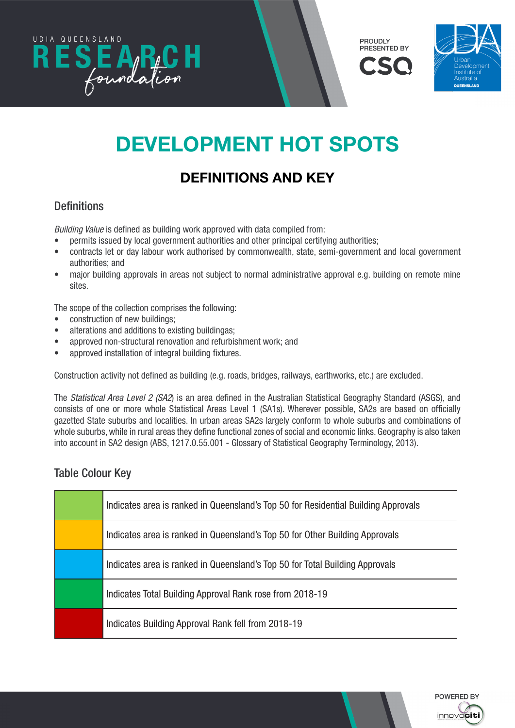UDIA QUEENSLAND RESEARCH foundation

PROUDLY PRESENTED BY CSQ

# DEVELOPMENT HOT SPOTS

## DEFINITIONS AND KEY

### Definitions

*Building Value* is defined as building work approved with data compiled from:

- permits issued by local government authorities and other principal certifying authorities;
- contracts let or day labour work authorised by commonwealth, state, semi-government and local government authorities; and
- major building approvals in areas not subject to normal administrative approval e.g. building on remote mine sites.

The scope of the collection comprises the following:

- construction of new buildings;
- alterations and additions to existing buildingas;
- approved non-structural renovation and refurbishment work; and
- approved installation of integral building fixtures.

Construction activity not defined as building (e.g. roads, bridges, railways, earthworks, etc.) are excluded.

The *Statistical Area Level 2 (SA2*) is an area defined in the Australian Statistical Geography Standard (ASGS), and consists of one or more whole Statistical Areas Level 1 (SA1s). Wherever possible, SA2s are based on officially gazetted State suburbs and localities. In urban areas SA2s largely conform to whole suburbs and combinations of whole suburbs, while in rural areas they define functional zones of social and economic links. Geography is also taken into account in SA2 design (ABS, 1217.0.55.001 - Glossary of Statistical Geography Terminology, 2013).

### Table Colour Key

| | |
|---|---|
| (Light green) | Indicates area is ranked in Queensland's Top 50 for Residential Building Approvals |
| (Yellow) | Indicates area is ranked in Queensland's Top 50 for Other Building Approvals |
| (Light blue) | Indicates area is ranked in Queensland's Top 50 for Total Building Approvals |
| (Green) | Indicates Total Building Approval Rank rose from 2018-19 |
| (Red) | Indicates Building Approval Rank fell from 2018-19 |

POWERED BY innovociti